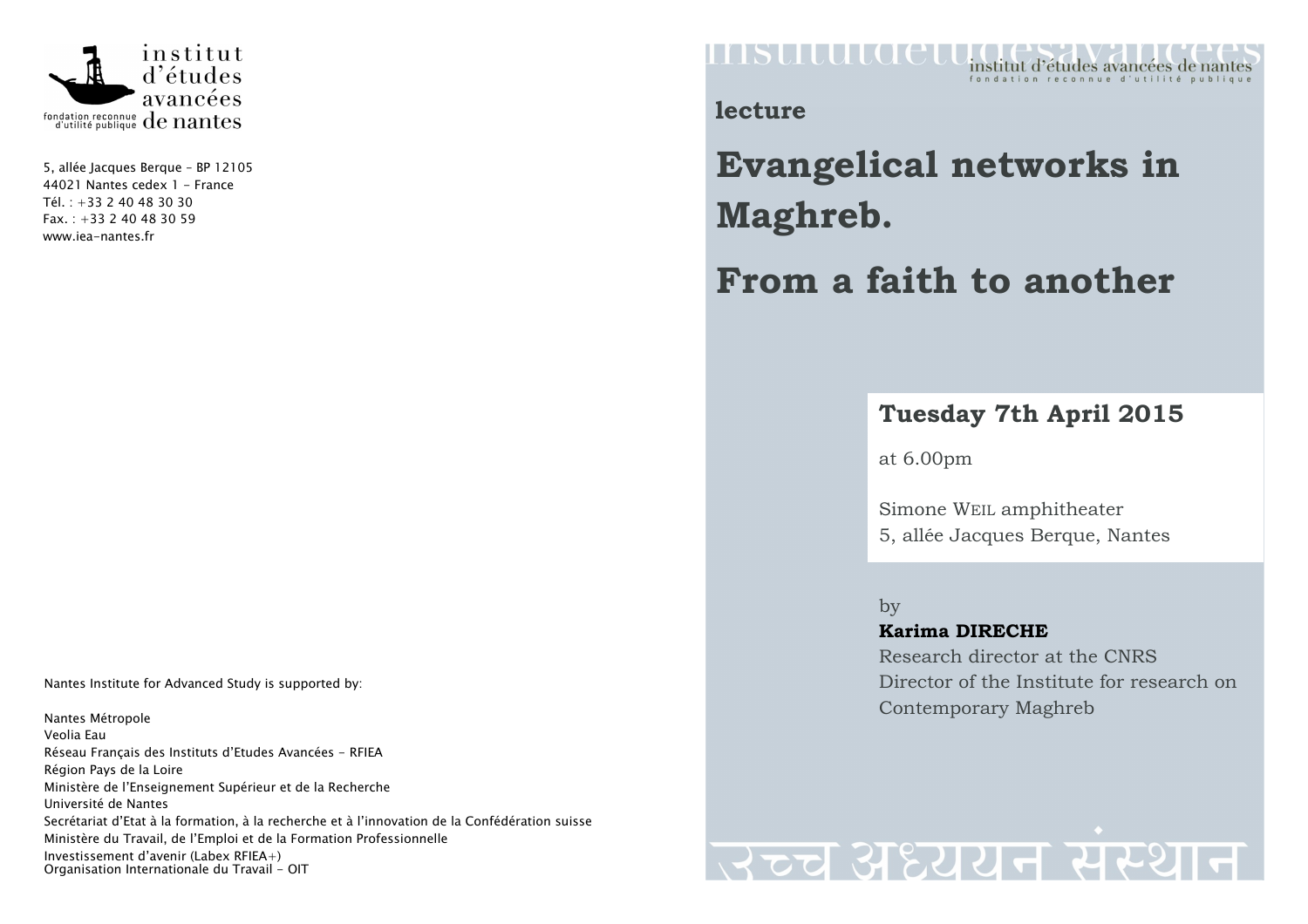institut d'études avancées de nantes
fondation reconnue d'utilité publique

5, allée Jacques Berque – BP 12105
44021 Nantes cedex 1 – France
Tél. : +33 2 40 48 30 30
Fax. : +33 2 40 48 30 59
www.iea-nantes.fr

Nantes Institute for Advanced Study is supported by:

Nantes Métropole
Veolia Eau
Réseau Français des Instituts d'Etudes Avancées – RFIEA
Région Pays de la Loire
Ministère de l'Enseignement Supérieur et de la Recherche
Université de Nantes
Secrétariat d'Etat à la formation, à la recherche et à l'innovation de la Confédération suisse
Ministère du Travail, de l'Emploi et de la Formation Professionnelle
Investissement d'avenir (Labex RFIEA+)
Organisation Internationale du Travail – OIT

institutdetudesavancees

institut d'études avancées de nantes
fondation reconnue d'utilité publique

**lecture**

# Evangelical networks in Maghreb.

# From a faith to another

## Tuesday 7th April 2015

at 6.00pm

Simone WEIL amphitheater
5, allée Jacques Berque, Nantes

by

**Karima DIRECHE**
Research director at the CNRS
Director of the Institute for research on Contemporary Maghreb

उच्च अध्ययन संस्थान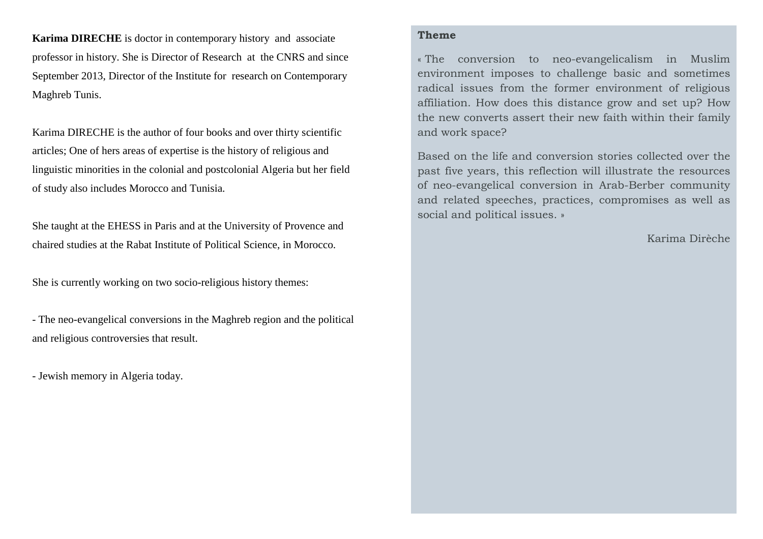**Karima DIRECHE** is doctor in contemporary history and associate professor in history. She is Director of Research at the CNRS and since September 2013, Director of the Institute for research on Contemporary Maghreb Tunis.

Karima DIRECHE is the author of four books and over thirty scientific articles; One of hers areas of expertise is the history of religious and linguistic minorities in the colonial and postcolonial Algeria but her field of study also includes Morocco and Tunisia.

She taught at the EHESS in Paris and at the University of Provence and chaired studies at the Rabat Institute of Political Science, in Morocco.

She is currently working on two socio-religious history themes:

- The neo-evangelical conversions in the Maghreb region and the political and religious controversies that result.

- Jewish memory in Algeria today.

**Theme**

« The conversion to neo-evangelicalism in Muslim environment imposes to challenge basic and sometimes radical issues from the former environment of religious affiliation. How does this distance grow and set up? How the new converts assert their new faith within their family and work space?

Based on the life and conversion stories collected over the past five years, this reflection will illustrate the resources of neo-evangelical conversion in Arab-Berber community and related speeches, practices, compromises as well as social and political issues. »

Karima Dirèche